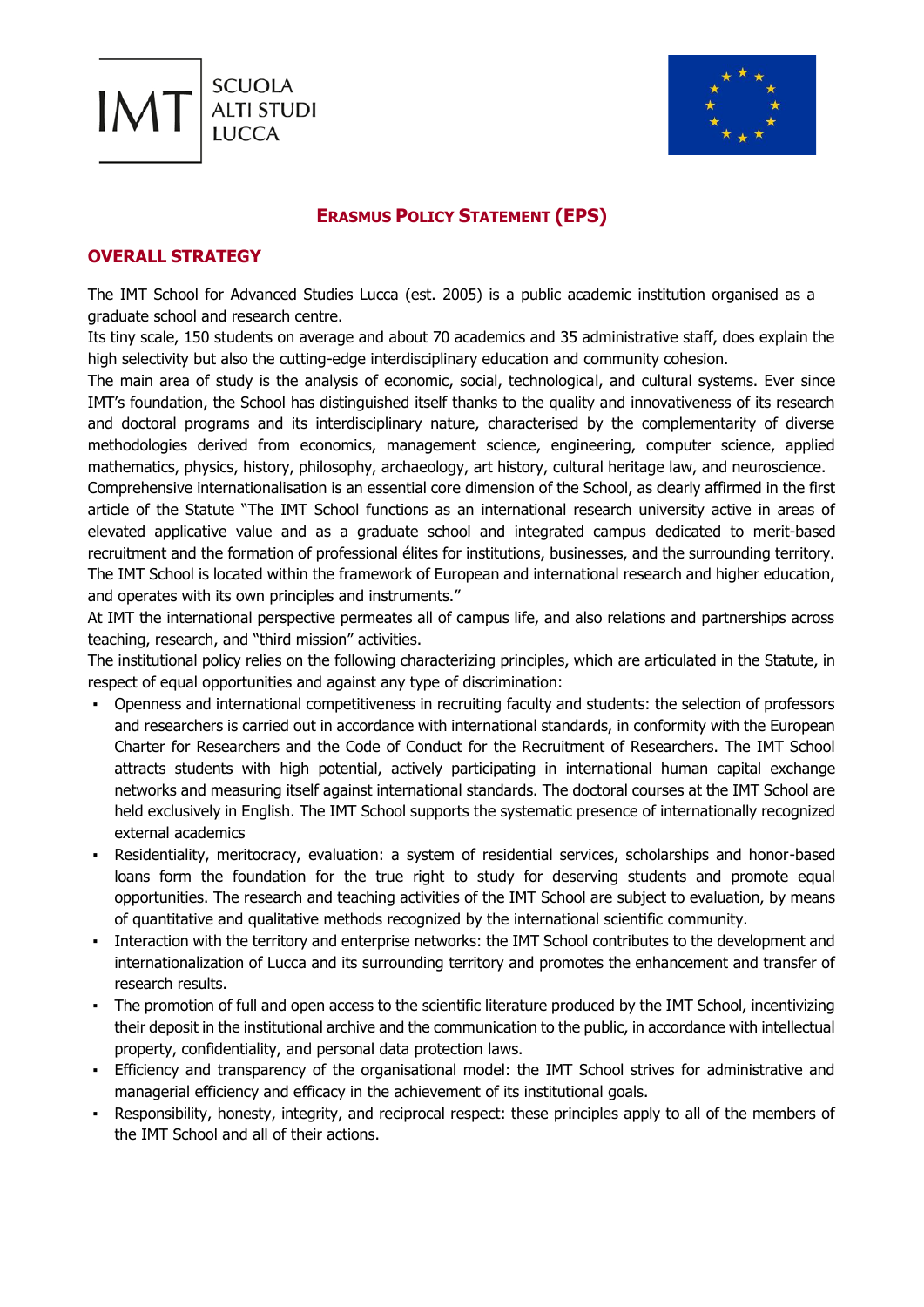# ERASMUS POLICY STATEMENT (EPS)

## OVERALL STRATEGY

The IMT School for Advanced Studies Lucca (est. 2005) is a public academic institution organised as a graduate school and research centre.
Its tiny scale, 150 students on average and about 70 academics and 35 administrative staff, does explain the high selectivity but also the cutting-edge interdisciplinary education and community cohesion.
The main area of study is the analysis of economic, social, technological, and cultural systems. Ever since IMT's foundation, the School has distinguished itself thanks to the quality and innovativeness of its research and doctoral programs and its interdisciplinary nature, characterised by the complementarity of diverse methodologies derived from economics, management science, engineering, computer science, applied mathematics, physics, history, philosophy, archaeology, art history, cultural heritage law, and neuroscience.
Comprehensive internationalisation is an essential core dimension of the School, as clearly affirmed in the first article of the Statute "The IMT School functions as an international research university active in areas of elevated applicative value and as a graduate school and integrated campus dedicated to merit-based recruitment and the formation of professional élites for institutions, businesses, and the surrounding territory. The IMT School is located within the framework of European and international research and higher education, and operates with its own principles and instruments."
At IMT the international perspective permeates all of campus life, and also relations and partnerships across teaching, research, and "third mission" activities.
The institutional policy relies on the following characterizing principles, which are articulated in the Statute, in respect of equal opportunities and against any type of discrimination:

- Openness and international competitiveness in recruiting faculty and students: the selection of professors and researchers is carried out in accordance with international standards, in conformity with the European Charter for Researchers and the Code of Conduct for the Recruitment of Researchers. The IMT School attracts students with high potential, actively participating in international human capital exchange networks and measuring itself against international standards. The doctoral courses at the IMT School are held exclusively in English. The IMT School supports the systematic presence of internationally recognized external academics
- Residentiality, meritocracy, evaluation: a system of residential services, scholarships and honor-based loans form the foundation for the true right to study for deserving students and promote equal opportunities. The research and teaching activities of the IMT School are subject to evaluation, by means of quantitative and qualitative methods recognized by the international scientific community.
- Interaction with the territory and enterprise networks: the IMT School contributes to the development and internationalization of Lucca and its surrounding territory and promotes the enhancement and transfer of research results.
- The promotion of full and open access to the scientific literature produced by the IMT School, incentivizing their deposit in the institutional archive and the communication to the public, in accordance with intellectual property, confidentiality, and personal data protection laws.
- Efficiency and transparency of the organisational model: the IMT School strives for administrative and managerial efficiency and efficacy in the achievement of its institutional goals.
- Responsibility, honesty, integrity, and reciprocal respect: these principles apply to all of the members of the IMT School and all of their actions.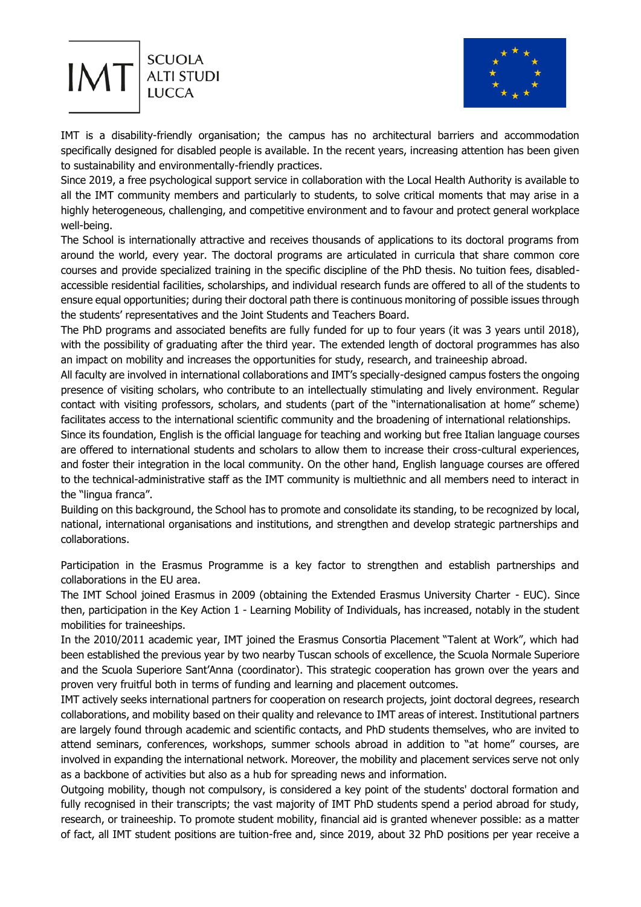IMT is a disability-friendly organisation; the campus has no architectural barriers and accommodation specifically designed for disabled people is available. In the recent years, increasing attention has been given to sustainability and environmentally-friendly practices.

Since 2019, a free psychological support service in collaboration with the Local Health Authority is available to all the IMT community members and particularly to students, to solve critical moments that may arise in a highly heterogeneous, challenging, and competitive environment and to favour and protect general workplace well-being.

The School is internationally attractive and receives thousands of applications to its doctoral programs from around the world, every year. The doctoral programs are articulated in curricula that share common core courses and provide specialized training in the specific discipline of the PhD thesis. No tuition fees, disabled-accessible residential facilities, scholarships, and individual research funds are offered to all of the students to ensure equal opportunities; during their doctoral path there is continuous monitoring of possible issues through the students' representatives and the Joint Students and Teachers Board.

The PhD programs and associated benefits are fully funded for up to four years (it was 3 years until 2018), with the possibility of graduating after the third year. The extended length of doctoral programmes has also an impact on mobility and increases the opportunities for study, research, and traineeship abroad.

All faculty are involved in international collaborations and IMT's specially-designed campus fosters the ongoing presence of visiting scholars, who contribute to an intellectually stimulating and lively environment. Regular contact with visiting professors, scholars, and students (part of the "internationalisation at home" scheme) facilitates access to the international scientific community and the broadening of international relationships.

Since its foundation, English is the official language for teaching and working but free Italian language courses are offered to international students and scholars to allow them to increase their cross-cultural experiences, and foster their integration in the local community. On the other hand, English language courses are offered to the technical-administrative staff as the IMT community is multiethnic and all members need to interact in the "lingua franca".

Building on this background, the School has to promote and consolidate its standing, to be recognized by local, national, international organisations and institutions, and strengthen and develop strategic partnerships and collaborations.

Participation in the Erasmus Programme is a key factor to strengthen and establish partnerships and collaborations in the EU area.

The IMT School joined Erasmus in 2009 (obtaining the Extended Erasmus University Charter - EUC). Since then, participation in the Key Action 1 - Learning Mobility of Individuals, has increased, notably in the student mobilities for traineeships.

In the 2010/2011 academic year, IMT joined the Erasmus Consortia Placement "Talent at Work", which had been established the previous year by two nearby Tuscan schools of excellence, the Scuola Normale Superiore and the Scuola Superiore Sant'Anna (coordinator). This strategic cooperation has grown over the years and proven very fruitful both in terms of funding and learning and placement outcomes.

IMT actively seeks international partners for cooperation on research projects, joint doctoral degrees, research collaborations, and mobility based on their quality and relevance to IMT areas of interest. Institutional partners are largely found through academic and scientific contacts, and PhD students themselves, who are invited to attend seminars, conferences, workshops, summer schools abroad in addition to "at home" courses, are involved in expanding the international network. Moreover, the mobility and placement services serve not only as a backbone of activities but also as a hub for spreading news and information.

Outgoing mobility, though not compulsory, is considered a key point of the students' doctoral formation and fully recognised in their transcripts; the vast majority of IMT PhD students spend a period abroad for study, research, or traineeship. To promote student mobility, financial aid is granted whenever possible: as a matter of fact, all IMT student positions are tuition-free and, since 2019, about 32 PhD positions per year receive a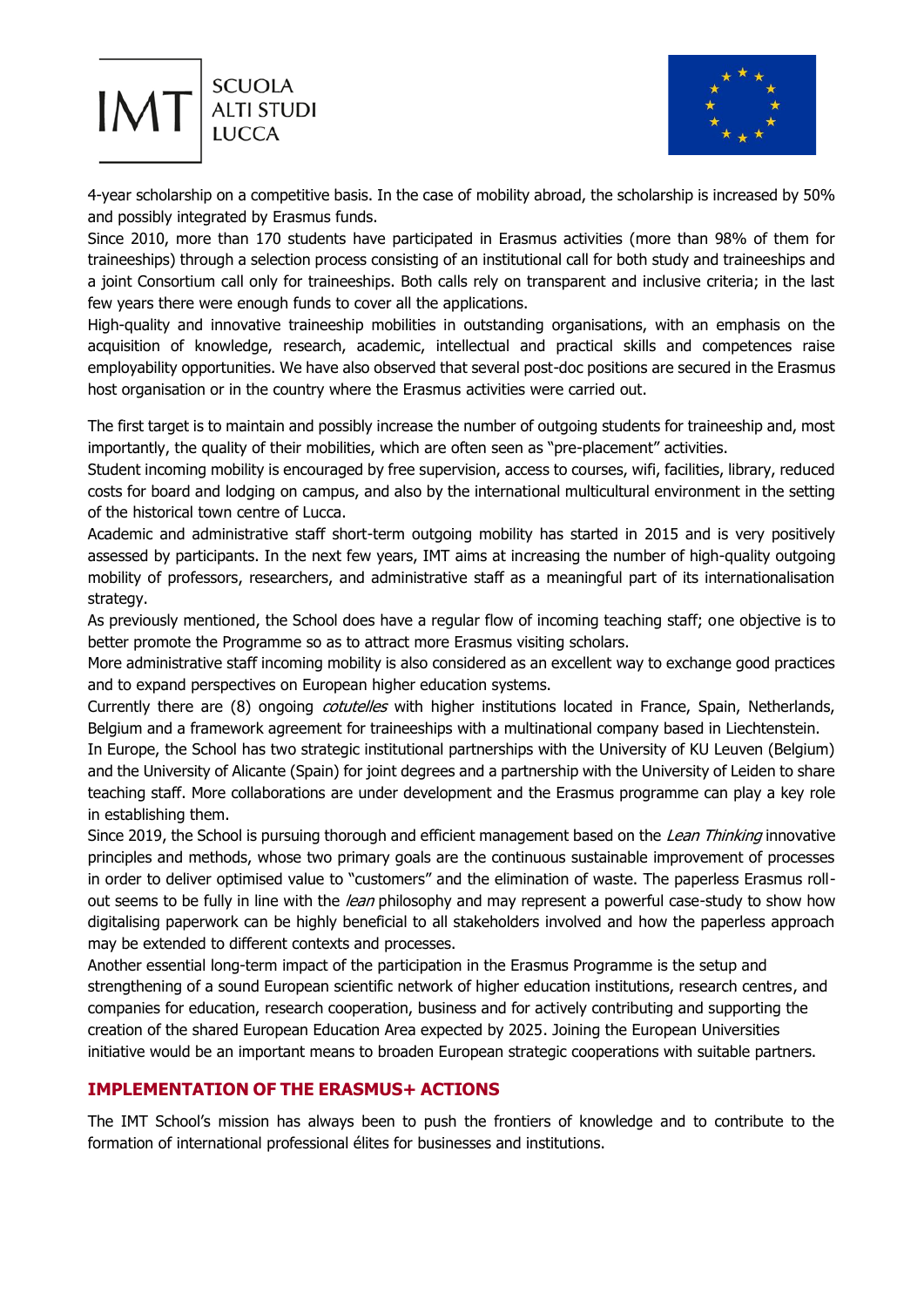4-year scholarship on a competitive basis. In the case of mobility abroad, the scholarship is increased by 50% and possibly integrated by Erasmus funds.

Since 2010, more than 170 students have participated in Erasmus activities (more than 98% of them for traineeships) through a selection process consisting of an institutional call for both study and traineeships and a joint Consortium call only for traineeships. Both calls rely on transparent and inclusive criteria; in the last few years there were enough funds to cover all the applications.

High-quality and innovative traineeship mobilities in outstanding organisations, with an emphasis on the acquisition of knowledge, research, academic, intellectual and practical skills and competences raise employability opportunities. We have also observed that several post-doc positions are secured in the Erasmus host organisation or in the country where the Erasmus activities were carried out.

The first target is to maintain and possibly increase the number of outgoing students for traineeship and, most importantly, the quality of their mobilities, which are often seen as "pre-placement" activities.

Student incoming mobility is encouraged by free supervision, access to courses, wifi, facilities, library, reduced costs for board and lodging on campus, and also by the international multicultural environment in the setting of the historical town centre of Lucca.

Academic and administrative staff short-term outgoing mobility has started in 2015 and is very positively assessed by participants. In the next few years, IMT aims at increasing the number of high-quality outgoing mobility of professors, researchers, and administrative staff as a meaningful part of its internationalisation strategy.

As previously mentioned, the School does have a regular flow of incoming teaching staff; one objective is to better promote the Programme so as to attract more Erasmus visiting scholars.

More administrative staff incoming mobility is also considered as an excellent way to exchange good practices and to expand perspectives on European higher education systems.

Currently there are (8) ongoing *cotutelles* with higher institutions located in France, Spain, Netherlands, Belgium and a framework agreement for traineeships with a multinational company based in Liechtenstein.

In Europe, the School has two strategic institutional partnerships with the University of KU Leuven (Belgium) and the University of Alicante (Spain) for joint degrees and a partnership with the University of Leiden to share teaching staff. More collaborations are under development and the Erasmus programme can play a key role in establishing them.

Since 2019, the School is pursuing thorough and efficient management based on the *Lean Thinking* innovative principles and methods, whose two primary goals are the continuous sustainable improvement of processes in order to deliver optimised value to "customers" and the elimination of waste. The paperless Erasmus roll-out seems to be fully in line with the *lean* philosophy and may represent a powerful case-study to show how digitalising paperwork can be highly beneficial to all stakeholders involved and how the paperless approach may be extended to different contexts and processes.

Another essential long-term impact of the participation in the Erasmus Programme is the setup and strengthening of a sound European scientific network of higher education institutions, research centres, and companies for education, research cooperation, business and for actively contributing and supporting the creation of the shared European Education Area expected by 2025. Joining the European Universities initiative would be an important means to broaden European strategic cooperations with suitable partners.

## IMPLEMENTATION OF THE ERASMUS+ ACTIONS

The IMT School's mission has always been to push the frontiers of knowledge and to contribute to the formation of international professional élites for businesses and institutions.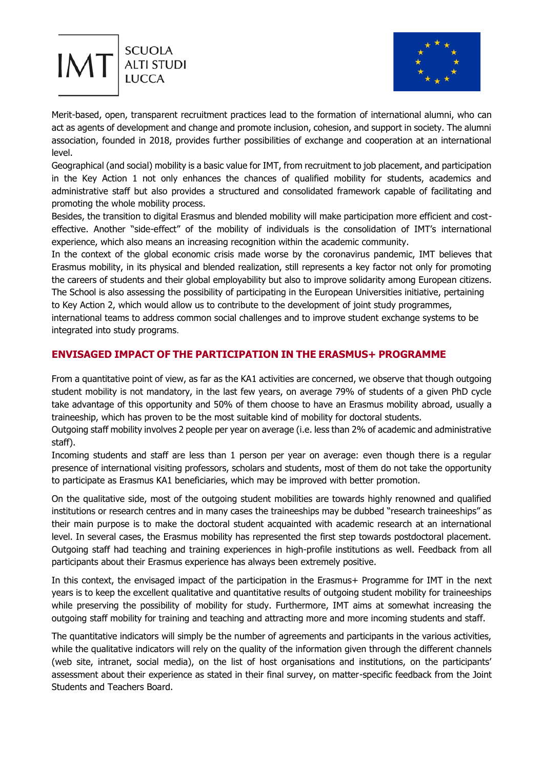Merit-based, open, transparent recruitment practices lead to the formation of international alumni, who can act as agents of development and change and promote inclusion, cohesion, and support in society. The alumni association, founded in 2018, provides further possibilities of exchange and cooperation at an international level.

Geographical (and social) mobility is a basic value for IMT, from recruitment to job placement, and participation in the Key Action 1 not only enhances the chances of qualified mobility for students, academics and administrative staff but also provides a structured and consolidated framework capable of facilitating and promoting the whole mobility process.

Besides, the transition to digital Erasmus and blended mobility will make participation more efficient and cost-effective. Another "side-effect" of the mobility of individuals is the consolidation of IMT's international experience, which also means an increasing recognition within the academic community.

In the context of the global economic crisis made worse by the coronavirus pandemic, IMT believes that Erasmus mobility, in its physical and blended realization, still represents a key factor not only for promoting the careers of students and their global employability but also to improve solidarity among European citizens. The School is also assessing the possibility of participating in the European Universities initiative, pertaining to Key Action 2, which would allow us to contribute to the development of joint study programmes, international teams to address common social challenges and to improve student exchange systems to be integrated into study programs.

## ENVISAGED IMPACT OF THE PARTICIPATION IN THE ERASMUS+ PROGRAMME

From a quantitative point of view, as far as the KA1 activities are concerned, we observe that though outgoing student mobility is not mandatory, in the last few years, on average 79% of students of a given PhD cycle take advantage of this opportunity and 50% of them choose to have an Erasmus mobility abroad, usually a traineeship, which has proven to be the most suitable kind of mobility for doctoral students.

Outgoing staff mobility involves 2 people per year on average (i.e. less than 2% of academic and administrative staff).

Incoming students and staff are less than 1 person per year on average: even though there is a regular presence of international visiting professors, scholars and students, most of them do not take the opportunity to participate as Erasmus KA1 beneficiaries, which may be improved with better promotion.

On the qualitative side, most of the outgoing student mobilities are towards highly renowned and qualified institutions or research centres and in many cases the traineeships may be dubbed "research traineeships" as their main purpose is to make the doctoral student acquainted with academic research at an international level. In several cases, the Erasmus mobility has represented the first step towards postdoctoral placement. Outgoing staff had teaching and training experiences in high-profile institutions as well. Feedback from all participants about their Erasmus experience has always been extremely positive.

In this context, the envisaged impact of the participation in the Erasmus+ Programme for IMT in the next years is to keep the excellent qualitative and quantitative results of outgoing student mobility for traineeships while preserving the possibility of mobility for study. Furthermore, IMT aims at somewhat increasing the outgoing staff mobility for training and teaching and attracting more and more incoming students and staff.

The quantitative indicators will simply be the number of agreements and participants in the various activities, while the qualitative indicators will rely on the quality of the information given through the different channels (web site, intranet, social media), on the list of host organisations and institutions, on the participants' assessment about their experience as stated in their final survey, on matter-specific feedback from the Joint Students and Teachers Board.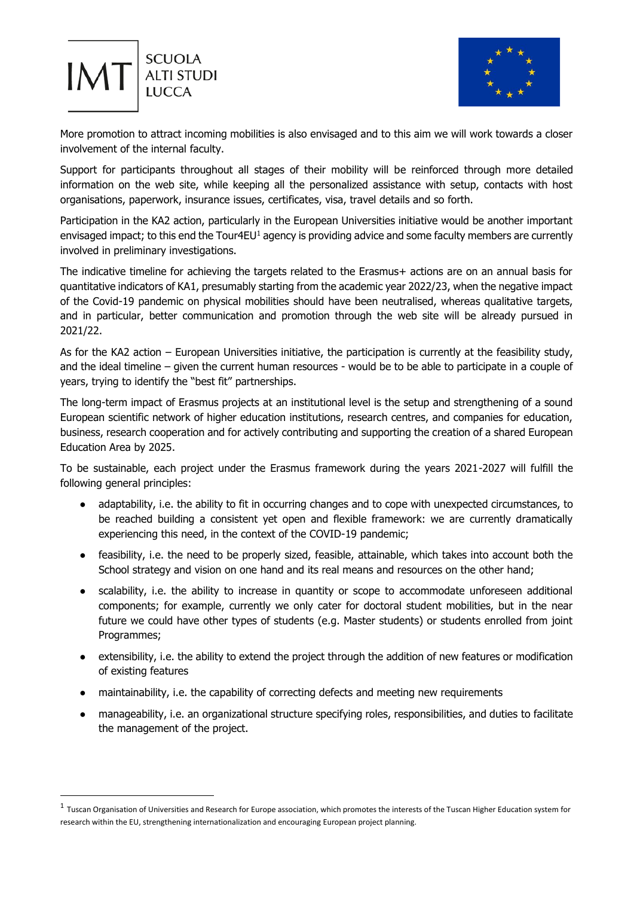More promotion to attract incoming mobilities is also envisaged and to this aim we will work towards a closer involvement of the internal faculty.

Support for participants throughout all stages of their mobility will be reinforced through more detailed information on the web site, while keeping all the personalized assistance with setup, contacts with host organisations, paperwork, insurance issues, certificates, visa, travel details and so forth.

Participation in the KA2 action, particularly in the European Universities initiative would be another important envisaged impact; to this end the Tour4EU[1] agency is providing advice and some faculty members are currently involved in preliminary investigations.

The indicative timeline for achieving the targets related to the Erasmus+ actions are on an annual basis for quantitative indicators of KA1, presumably starting from the academic year 2022/23, when the negative impact of the Covid-19 pandemic on physical mobilities should have been neutralised, whereas qualitative targets, and in particular, better communication and promotion through the web site will be already pursued in 2021/22.

As for the KA2 action – European Universities initiative, the participation is currently at the feasibility study, and the ideal timeline – given the current human resources - would be to be able to participate in a couple of years, trying to identify the "best fit" partnerships.

The long-term impact of Erasmus projects at an institutional level is the setup and strengthening of a sound European scientific network of higher education institutions, research centres, and companies for education, business, research cooperation and for actively contributing and supporting the creation of a shared European Education Area by 2025.

To be sustainable, each project under the Erasmus framework during the years 2021-2027 will fulfill the following general principles:

- adaptability, i.e. the ability to fit in occurring changes and to cope with unexpected circumstances, to be reached building a consistent yet open and flexible framework: we are currently dramatically experiencing this need, in the context of the COVID-19 pandemic;
- feasibility, i.e. the need to be properly sized, feasible, attainable, which takes into account both the School strategy and vision on one hand and its real means and resources on the other hand;
- scalability, i.e. the ability to increase in quantity or scope to accommodate unforeseen additional components; for example, currently we only cater for doctoral student mobilities, but in the near future we could have other types of students (e.g. Master students) or students enrolled from joint Programmes;
- extensibility, i.e. the ability to extend the project through the addition of new features or modification of existing features
- maintainability, i.e. the capability of correcting defects and meeting new requirements
- manageability, i.e. an organizational structure specifying roles, responsibilities, and duties to facilitate the management of the project.

[1] Tuscan Organisation of Universities and Research for Europe association, which promotes the interests of the Tuscan Higher Education system for research within the EU, strengthening internationalization and encouraging European project planning.